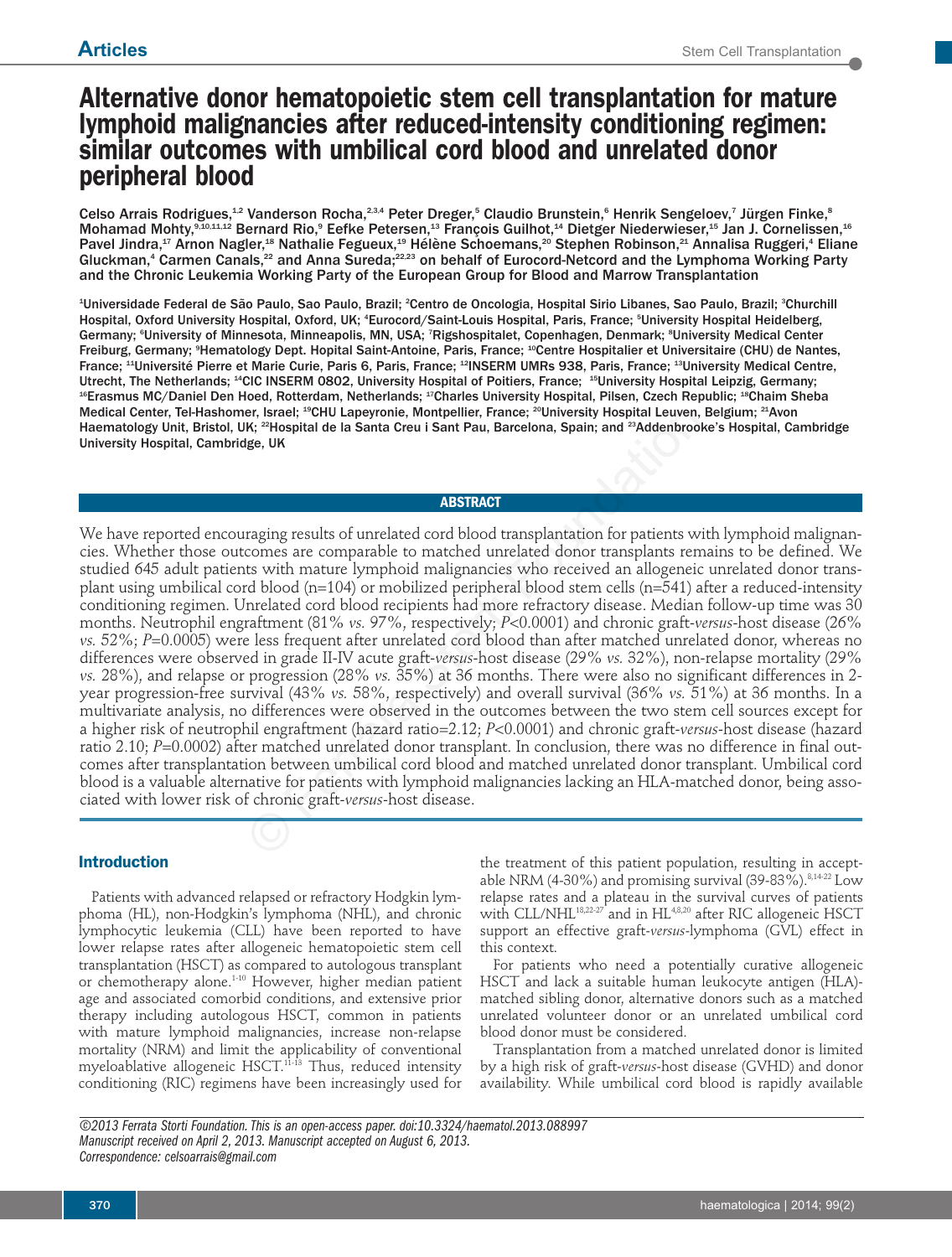# Alternative donor hematopoietic stem cell transplantation for mature lymphoid malignancies after reduced-intensity conditioning regimen: similar outcomes with umbilical cord blood and unrelated donor peripheral blood

Celso Arrais Rodrigues,[1,2] Vanderson Rocha,[2,3,4] Peter Dreger,[5] Claudio Brunstein,[6] Henrik Sengeloev,[7] Jürgen Finke,[8] Mohamad Mohty,[9,10,11,12] Bernard Rio,[9] Eefke Petersen,[13] François Guilhot,[14] Dietger Niederwieser,[15] Jan J. Cornelissen,[16] Pavel Jindra,[17] Arnon Nagler,[18] Nathalie Fegueux,[19] Hélène Schoemans,[20] Stephen Robinson,[21] Annalisa Ruggeri,[4] Eliane Gluckman,[4] Carmen Canals,[22] and Anna Sureda;[22,23] on behalf of Eurocord-Netcord and the Lymphoma Working Party and the Chronic Leukemia Working Party of the European Group for Blood and Marrow Transplantation

[1]Universidade Federal de São Paulo, Sao Paulo, Brazil; [2]Centro de Oncologia, Hospital Sirio Libanes, Sao Paulo, Brazil; [3]Churchill Hospital, Oxford University Hospital, Oxford, UK; [4]Eurocord/Saint-Louis Hospital, Paris, France; [5]University Hospital Heidelberg, Germany; [6]University of Minnesota, Minneapolis, MN, USA; [7]Rigshospitalet, Copenhagen, Denmark; [8]University Medical Center Freiburg, Germany; [9]Hematology Dept. Hopital Saint-Antoine, Paris, France; [10]Centre Hospitalier et Universitaire (CHU) de Nantes, France; [11]Université Pierre et Marie Curie, Paris 6, Paris, France; [12]INSERM UMRs 938, Paris, France; [13]University Medical Centre, Utrecht, The Netherlands; [14]CIC INSERM 0802, University Hospital of Poitiers, France; [15]University Hospital Leipzig, Germany; [16]Erasmus MC/Daniel Den Hoed, Rotterdam, Netherlands; [17]Charles University Hospital, Pilsen, Czech Republic; [18]Chaim Sheba Medical Center, Tel-Hashomer, Israel; [19]CHU Lapeyronie, Montpellier, France; [20]University Hospital Leuven, Belgium; [21]Avon Haematology Unit, Bristol, UK; [22]Hospital de la Santa Creu i Sant Pau, Barcelona, Spain; and [23]Addenbrooke's Hospital, Cambridge University Hospital, Cambridge, UK

## ABSTRACT

We have reported encouraging results of unrelated cord blood transplantation for patients with lymphoid malignancies. Whether those outcomes are comparable to matched unrelated donor transplants remains to be defined. We studied 645 adult patients with mature lymphoid malignancies who received an allogeneic unrelated donor transplant using umbilical cord blood (n=104) or mobilized peripheral blood stem cells (n=541) after a reduced-intensity conditioning regimen. Unrelated cord blood recipients had more refractory disease. Median follow-up time was 30 months. Neutrophil engraftment (81% *vs.* 97%, respectively; $P<0.0001$) and chronic graft-*versus*-host disease (26% *vs.* 52%; $P=0.0005$) were less frequent after unrelated cord blood than after matched unrelated donor, whereas no differences were observed in grade II-IV acute graft-*versus*-host disease (29% *vs.* 32%), non-relapse mortality (29% *vs.* 28%), and relapse or progression (28% *vs.* 35%) at 36 months. There were also no significant differences in 2-year progression-free survival (43% *vs.* 58%, respectively) and overall survival (36% *vs.* 51%) at 36 months. In a multivariate analysis, no differences were observed in the outcomes between the two stem cell sources except for a higher risk of neutrophil engraftment (hazard ratio=2.12; $P<0.0001$) and chronic graft-*versus*-host disease (hazard ratio 2.10; $P=0.0002$) after matched unrelated donor transplant. In conclusion, there was no difference in final outcomes after transplantation between umbilical cord blood and matched unrelated donor transplant. Umbilical cord blood is a valuable alternative for patients with lymphoid malignancies lacking an HLA-matched donor, being associated with lower risk of chronic graft-*versus*-host disease.

## Introduction

Patients with advanced relapsed or refractory Hodgkin lymphoma (HL), non-Hodgkin's lymphoma (NHL), and chronic lymphocytic leukemia (CLL) have been reported to have lower relapse rates after allogeneic hematopoietic stem cell transplantation (HSCT) as compared to autologous transplant or chemotherapy alone.[1-10] However, higher median patient age and associated comorbid conditions, and extensive prior therapy including autologous HSCT, common in patients with mature lymphoid malignancies, increase non-relapse mortality (NRM) and limit the applicability of conventional myeloablative allogeneic HSCT.[11-13] Thus, reduced intensity conditioning (RIC) regimens have been increasingly used for the treatment of this patient population, resulting in acceptable NRM (4-30%) and promising survival (39-83%).[8,14-22] Low relapse rates and a plateau in the survival curves of patients with CLL/NHL[18,22-27] and in HL[4,8,20] after RIC allogeneic HSCT support an effective graft-*versus*-lymphoma (GVL) effect in this context.

For patients who need a potentially curative allogeneic HSCT and lack a suitable human leukocyte antigen (HLA)-matched sibling donor, alternative donors such as a matched unrelated volunteer donor or an unrelated umbilical cord blood donor must be considered.

Transplantation from a matched unrelated donor is limited by a high risk of graft-*versus*-host disease (GVHD) and donor availability. While umbilical cord blood is rapidly available

*©2013 Ferrata Storti Foundation. This is an open-access paper. doi:10.3324/haematol.2013.088997*
*Manuscript received on April 2, 2013. Manuscript accepted on August 6, 2013.*
*Correspondence: celsoarrais@gmail.com*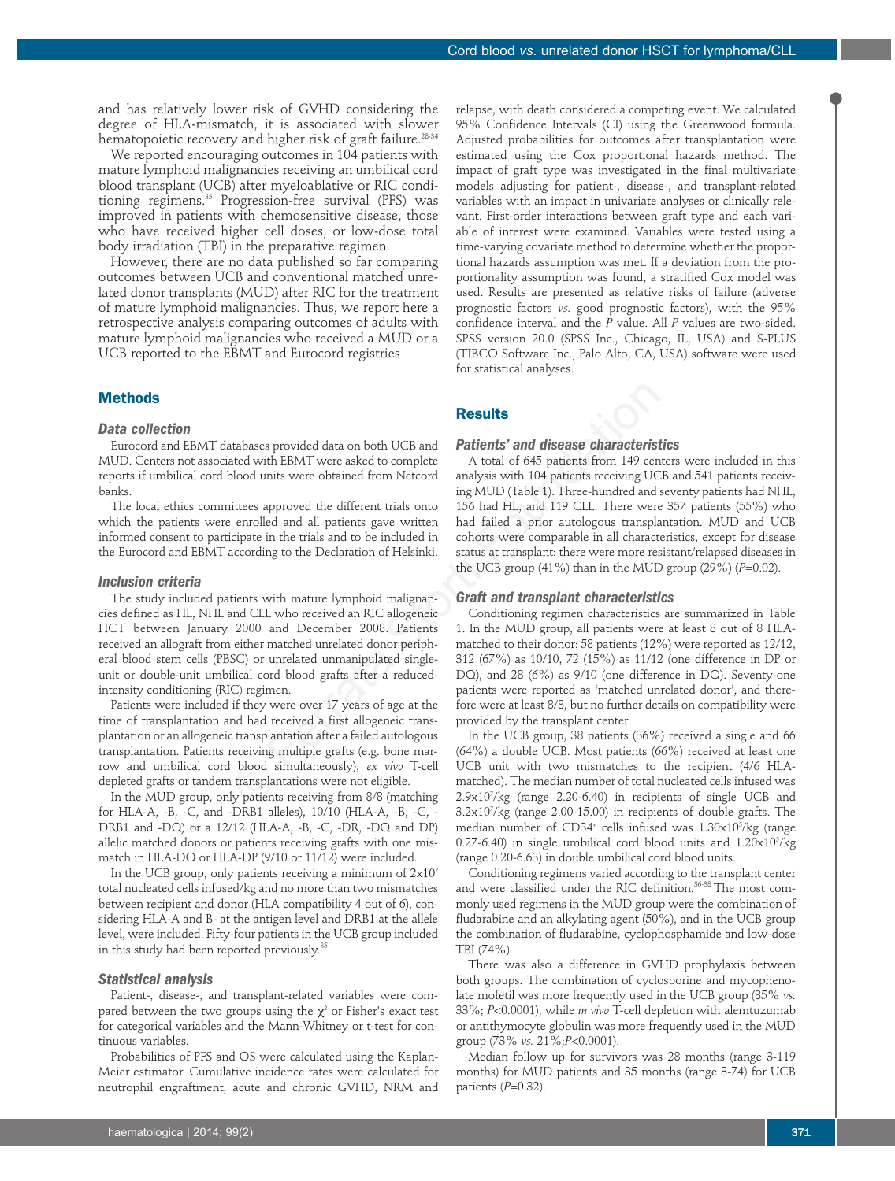and has relatively lower risk of GVHD considering the degree of HLA-mismatch, it is associated with slower hematopoietic recovery and higher risk of graft failure.[28-34]

We reported encouraging outcomes in 104 patients with mature lymphoid malignancies receiving an umbilical cord blood transplant (UCB) after myeloablative or RIC conditioning regimens.[35] Progression-free survival (PFS) was improved in patients with chemosensitive disease, those who have received higher cell doses, or low-dose total body irradiation (TBI) in the preparative regimen.

However, there are no data published so far comparing outcomes between UCB and conventional matched unrelated donor transplants (MUD) after RIC for the treatment of mature lymphoid malignancies. Thus, we report here a retrospective analysis comparing outcomes of adults with mature lymphoid malignancies who received a MUD or a UCB reported to the EBMT and Eurocord registries

## Methods

### Data collection

Eurocord and EBMT databases provided data on both UCB and MUD. Centers not associated with EBMT were asked to complete reports if umbilical cord blood units were obtained from Netcord banks.

The local ethics committees approved the different trials onto which the patients were enrolled and all patients gave written informed consent to participate in the trials and to be included in the Eurocord and EBMT according to the Declaration of Helsinki.

### Inclusion criteria

The study included patients with mature lymphoid malignancies defined as HL, NHL and CLL who received an RIC allogeneic HCT between January 2000 and December 2008. Patients received an allograft from either matched unrelated donor peripheral blood stem cells (PBSC) or unrelated unmanipulated single-unit or double-unit umbilical cord blood grafts after a reduced-intensity conditioning (RIC) regimen.

Patients were included if they were over 17 years of age at the time of transplantation and had received a first allogeneic transplantation or an allogeneic transplantation after a failed autologous transplantation. Patients receiving multiple grafts (e.g. bone marrow and umbilical cord blood simultaneously), *ex vivo* T-cell depleted grafts or tandem transplantations were not eligible.

In the MUD group, only patients receiving from 8/8 (matching for HLA-A, -B, -C, and -DRB1 alleles), 10/10 (HLA-A, -B, -C, -DRB1 and -DQ) or a 12/12 (HLA-A, -B, -C, -DR, -DQ and DP) allelic matched donors or patients receiving grafts with one mismatch in HLA-DQ or HLA-DP (9/10 or 11/12) were included.

In the UCB group, only patients receiving a minimum of $2x10^7$ total nucleated cells infused/kg and no more than two mismatches between recipient and donor (HLA compatibility 4 out of 6), considering HLA-A and B- at the antigen level and DRB1 at the allele level, were included. Fifty-four patients in the UCB group included in this study had been reported previously.[35]

### Statistical analysis

Patient-, disease-, and transplant-related variables were compared between the two groups using the $\chi^2$ or Fisher's exact test for categorical variables and the Mann-Whitney or t-test for continuous variables.

Probabilities of PFS and OS were calculated using the Kaplan-Meier estimator. Cumulative incidence rates were calculated for neutrophil engraftment, acute and chronic GVHD, NRM and relapse, with death considered a competing event. We calculated 95% Confidence Intervals (CI) using the Greenwood formula. Adjusted probabilities for outcomes after transplantation were estimated using the Cox proportional hazards method. The impact of graft type was investigated in the final multivariate models adjusting for patient-, disease-, and transplant-related variables with an impact in univariate analyses or clinically relevant. First-order interactions between graft type and each variable of interest were examined. Variables were tested using a time-varying covariate method to determine whether the proportional hazards assumption was met. If a deviation from the proportionality assumption was found, a stratified Cox model was used. Results are presented as relative risks of failure (adverse prognostic factors *vs.* good prognostic factors), with the 95% confidence interval and the *P* value. All *P* values are two-sided. SPSS version 20.0 (SPSS Inc., Chicago, IL, USA) and S-PLUS (TIBCO Software Inc., Palo Alto, CA, USA) software were used for statistical analyses.

## Results

### Patients' and disease characteristics

A total of 645 patients from 149 centers were included in this analysis with 104 patients receiving UCB and 541 patients receiving MUD (Table 1). Three-hundred and seventy patients had NHL, 156 had HL, and 119 CLL. There were 357 patients (55%) who had failed a prior autologous transplantation. MUD and UCB cohorts were comparable in all characteristics, except for disease status at transplant: there were more resistant/relapsed diseases in the UCB group (41%) than in the MUD group (29%) ($P$=0.02).

### Graft and transplant characteristics

Conditioning regimen characteristics are summarized in Table 1. In the MUD group, all patients were at least 8 out of 8 HLA-matched to their donor: 58 patients (12%) were reported as 12/12, 312 (67%) as 10/10, 72 (15%) as 11/12 (one difference in DP or DQ), and 28 (6%) as 9/10 (one difference in DQ). Seventy-one patients were reported as 'matched unrelated donor', and therefore were at least 8/8, but no further details on compatibility were provided by the transplant center.

In the UCB group, 38 patients (36%) received a single and 66 (64%) a double UCB. Most patients (66%) received at least one UCB unit with two mismatches to the recipient (4/6 HLA-matched). The median number of total nucleated cells infused was $2.9x10^7$/kg (range 2.20-6.40) in recipients of single UCB and $3.2x10^7$/kg (range 2.00-15.00) in recipients of double grafts. The median number of $CD34^+$ cells infused was $1.30x10^5$/kg (range 0.27-6.40) in single umbilical cord blood units and $1.20x10^5$/kg (range 0.20-6.63) in double umbilical cord blood units.

Conditioning regimens varied according to the transplant center and were classified under the RIC definition.[36-38] The most commonly used regimens in the MUD group were the combination of fludarabine and an alkylating agent (50%), and in the UCB group the combination of fludarabine, cyclophosphamide and low-dose TBI (74%).

There was also a difference in GVHD prophylaxis between both groups. The combination of cyclosporine and mycophenolate mofetil was more frequently used in the UCB group (85% *vs.* 33%; $P$<0.0001), while *in vivo* T-cell depletion with alemtuzumab or antithymocyte globulin was more frequently used in the MUD group (73% *vs.* 21%;$P$<0.0001).

Median follow up for survivors was 28 months (range 3-119 months) for MUD patients and 35 months (range 3-74) for UCB patients ($P$=0.32).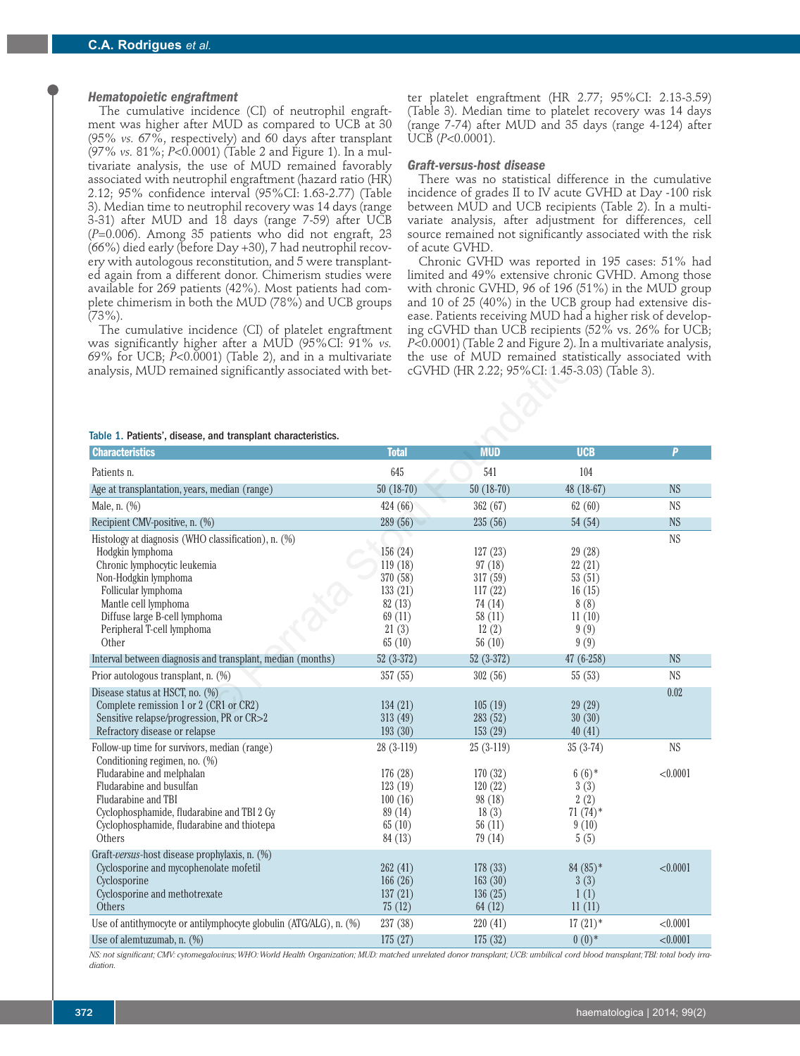### Hematopoietic engraftment

The cumulative incidence (CI) of neutrophil engraftment was higher after MUD as compared to UCB at 30 (95% *vs.* 67%, respectively) and 60 days after transplant (97% *vs.* 81%; $P<0.0001$) (Table 2 and Figure 1). In a multivariate analysis, the use of MUD remained favorably associated with neutrophil engraftment (hazard ratio (HR) 2.12; 95% confidence interval (95%CI: 1.63-2.77) (Table 3). Median time to neutrophil recovery was 14 days (range 3-31) after MUD and 18 days (range 7-59) after UCB ($P=0.006$). Among 35 patients who did not engraft, 23 (66%) died early (before Day +30), 7 had neutrophil recovery with autologous reconstitution, and 5 were transplanted again from a different donor. Chimerism studies were available for 269 patients (42%). Most patients had complete chimerism in both the MUD (78%) and UCB groups (73%).

The cumulative incidence (CI) of platelet engraftment was significantly higher after a MUD (95%CI: 91% *vs.* 69% for UCB; $P<0.0001$) (Table 2), and in a multivariate analysis, MUD remained significantly associated with better platelet engraftment (HR 2.77; 95%CI: 2.13-3.59) (Table 3). Median time to platelet recovery was 14 days (range 7-74) after MUD and 35 days (range 4-124) after UCB ($P<0.0001$).

### Graft-versus-host disease

There was no statistical difference in the cumulative incidence of grades II to IV acute GVHD at Day -100 risk between MUD and UCB recipients (Table 2). In a multivariate analysis, after adjustment for differences, cell source remained not significantly associated with the risk of acute GVHD.

Chronic GVHD was reported in 195 cases: 51% had limited and 49% extensive chronic GVHD. Among those with chronic GVHD, 96 of 196 (51%) in the MUD group and 10 of 25 (40%) in the UCB group had extensive disease. Patients receiving MUD had a higher risk of developing cGVHD than UCB recipients (52% vs. 26% for UCB; $P<0.0001$) (Table 2 and Figure 2). In a multivariate analysis, the use of MUD remained statistically associated with cGVHD (HR 2.22; 95%CI: 1.45-3.03) (Table 3).

Table 1. Patients', disease, and transplant characteristics.

| Characteristics | Total | MUD | UCB | P |
|---|---|---|---|---|
| Patients n. | 645 | 541 | 104 | |
| Age at transplantation, years, median (range) | 50 (18-70) | 50 (18-70) | 48 (18-67) | NS |
| Male, n. (%) | 424 (66) | 362 (67) | 62 (60) | NS |
| Recipient CMV-positive, n. (%) | 289 (56) | 235 (56) | 54 (54) | NS |
| Histology at diagnosis (WHO classification), n. (%) | | | | NS |
| Hodgkin lymphoma | 156 (24) | 127 (23) | 29 (28) | |
| Chronic lymphocytic leukemia | 119 (18) | 97 (18) | 22 (21) | |
| Non-Hodgkin lymphoma | 370 (58) | 317 (59) | 53 (51) | |
| Follicular lymphoma | 133 (21) | 117 (22) | 16 (15) | |
| Mantle cell lymphoma | 82 (13) | 74 (14) | 8 (8) | |
| Diffuse large B-cell lymphoma | 69 (11) | 58 (11) | 11 (10) | |
| Peripheral T-cell lymphoma | 21 (3) | 12 (2) | 9 (9) | |
| Other | 65 (10) | 56 (10) | 9 (9) | |
| Interval between diagnosis and transplant, median (months) | 52 (3-372) | 52 (3-372) | 47 (6-258) | NS |
| Prior autologous transplant, n. (%) | 357 (55) | 302 (56) | 55 (53) | NS |
| Disease status at HSCT, no. (%) | | | | 0.02 |
| Complete remission 1 or 2 (CR1 or CR2) | 134 (21) | 105 (19) | 29 (29) | |
| Sensitive relapse/progression, PR or CR>2 | 313 (49) | 283 (52) | 30 (30) | |
| Refractory disease or relapse | 193 (30) | 153 (29) | 40 (41) | |
| Follow-up time for survivors, median (range) | 28 (3-119) | 25 (3-119) | 35 (3-74) | NS |
| Conditioning regimen, no. (%) | | | | |
| Fludarabine and melphalan | 176 (28) | 170 (32) | 6 (6)* | <0.0001 |
| Fludarabine and busulfan | 123 (19) | 120 (22) | 3 (3) | |
| Fludarabine and TBI | 100 (16) | 98 (18) | 2 (2) | |
| Cyclophosphamide, fludarabine and TBI 2 Gy | 89 (14) | 18 (3) | 71 (74)* | |
| Cyclophosphamide, fludarabine and thiotepa | 65 (10) | 56 (11) | 9 (10) | |
| Others | 84 (13) | 79 (14) | 5 (5) | |
| Graft-*versus*-host disease prophylaxis, n. (%) | | | | |
| Cyclosporine and mycophenolate mofetil | 262 (41) | 178 (33) | 84 (85)* | <0.0001 |
| Cyclosporine | 166 (26) | 163 (30) | 3 (3) | |
| Cyclosporine and methotrexate | 137 (21) | 136 (25) | 1 (1) | |
| Others | 75 (12) | 64 (12) | 11 (11) | |
| Use of antithymocyte or antilymphocyte globulin (ATG/ALG), n. (%) | 237 (38) | 220 (41) | 17 (21)* | <0.0001 |
| Use of alemtuzumab, n. (%) | 175 (27) | 175 (32) | 0 (0)* | <0.0001 |

*NS: not significant; CMV: cytomegalovirus; WHO: World Health Organization; MUD: matched unrelated donor transplant; UCB: umbilical cord blood transplant; TBI: total body irradiation.*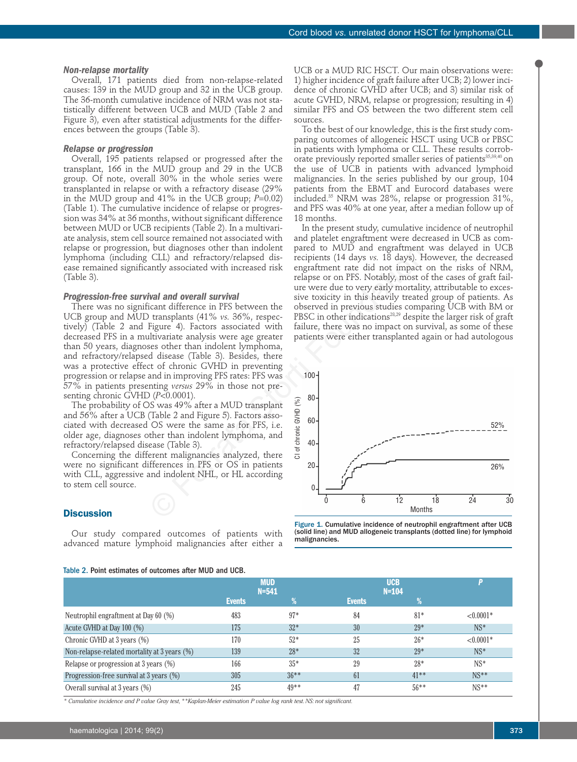### Non-relapse mortality

Overall, 171 patients died from non-relapse-related causes: 139 in the MUD group and 32 in the UCB group. The 36-month cumulative incidence of NRM was not statistically different between UCB and MUD (Table 2 and Figure 3), even after statistical adjustments for the differences between the groups (Table 3).

### Relapse or progression

Overall, 195 patients relapsed or progressed after the transplant, 166 in the MUD group and 29 in the UCB group. Of note, overall 30% in the whole series were transplanted in relapse or with a refractory disease (29% in the MUD group and 41% in the UCB group; $P$=0.02) (Table 1). The cumulative incidence of relapse or progression was 34% at 36 months, without significant difference between MUD or UCB recipients (Table 2). In a multivariate analysis, stem cell source remained not associated with relapse or progression, but diagnoses other than indolent lymphoma (including CLL) and refractory/relapsed disease remained significantly associated with increased risk (Table 3).

### Progression-free survival and overall survival

There was no significant difference in PFS between the UCB group and MUD transplants (41% *vs.* 36%, respectively) (Table 2 and Figure 4). Factors associated with decreased PFS in a multivariate analysis were age greater than 50 years, diagnoses other than indolent lymphoma, and refractory/relapsed disease (Table 3). Besides, there was a protective effect of chronic GVHD in preventing progression or relapse and in improving PFS rates: PFS was 57% in patients presenting *versus* 29% in those not presenting chronic GVHD ($P$<0.0001).

The probability of OS was 49% after a MUD transplant and 56% after a UCB (Table 2 and Figure 5). Factors associated with decreased OS were the same as for PFS, i.e. older age, diagnoses other than indolent lymphoma, and refractory/relapsed disease (Table 3).

Concerning the different malignancies analyzed, there were no significant differences in PFS or OS in patients with CLL, aggressive and indolent NHL, or HL according to stem cell source.

## Discussion

Our study compared outcomes of patients with advanced mature lymphoid malignancies after either a UCB or a MUD RIC HSCT. Our main observations were: 1) higher incidence of graft failure after UCB; 2) lower incidence of chronic GVHD after UCB; and 3) similar risk of acute GVHD, NRM, relapse or progression; resulting in 4) similar PFS and OS between the two different stem cell sources.

To the best of our knowledge, this is the first study comparing outcomes of allogeneic HSCT using UCB or PBSC in patients with lymphoma or CLL. These results corroborate previously reported smaller series of patients[35,39,40] on the use of UCB in patients with advanced lymphoid malignancies. In the series published by our group, 104 patients from the EBMT and Eurocord databases were included.[35] NRM was 28%, relapse or progression 31%, and PFS was 40% at one year, after a median follow up of 18 months.

In the present study, cumulative incidence of neutrophil and platelet engraftment were decreased in UCB as compared to MUD and engraftment was delayed in UCB recipients (14 days *vs.* 18 days). However, the decreased engraftment rate did not impact on the risks of NRM, relapse or on PFS. Notably, most of the cases of graft failure were due to very early mortality, attributable to excessive toxicity in this heavily treated group of patients. As observed in previous studies comparing UCB with BM or PBSC in other indications[28,29] despite the larger risk of graft failure, there was no impact on survival, as some of these patients were either transplanted again or had autologous

**Figure 1.** Cumulative incidence of neutrophil engraftment after UCB (solid line) and MUD allogeneic transplants (dotted line) for lymphoid malignancies.

Table 2. Point estimates of outcomes after MUD and UCB.

| | MUD N=541 | | UCB N=104 | | P |
|---|---|---|---|---|---|
| | Events | % | Events | % | |
| Neutrophil engraftment at Day 60 (%) | 483 | 97* | 84 | 81* | <0.0001* |
| Acute GVHD at Day 100 (%) | 175 | 32* | 30 | 29* | NS* |
| Chronic GVHD at 3 years (%) | 170 | 52* | 25 | 26* | <0.0001* |
| Non-relapse-related mortality at 3 years (%) | 139 | 28* | 32 | 29* | NS* |
| Relapse or progression at 3 years (%) | 166 | 35* | 29 | 28* | NS* |
| Progression-free survival at 3 years (%) | 305 | 36** | 61 | 41** | NS** |
| Overall survival at 3 years (%) | 245 | 49** | 47 | 56** | NS** |

*\* Cumulative incidence and P value Gray test, \*\*Kaplan-Meier estimation P value log rank test. NS: not significant.*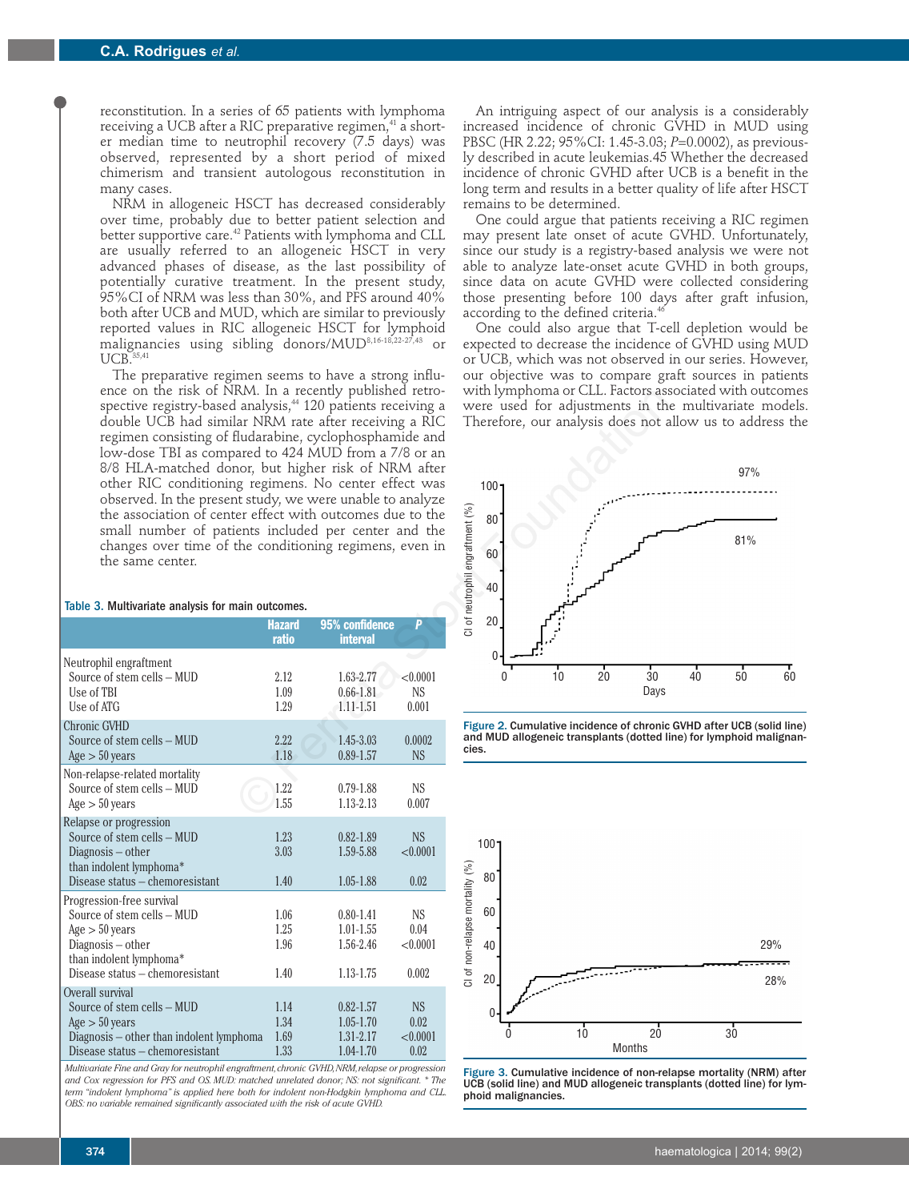reconstitution. In a series of 65 patients with lymphoma receiving a UCB after a RIC preparative regimen,[41] a shorter median time to neutrophil recovery (7.5 days) was observed, represented by a short period of mixed chimerism and transient autologous reconstitution in many cases.

NRM in allogeneic HSCT has decreased considerably over time, probably due to better patient selection and better supportive care.[42] Patients with lymphoma and CLL are usually referred to an allogeneic HSCT in very advanced phases of disease, as the last possibility of potentially curative treatment. In the present study, 95%CI of NRM was less than 30%, and PFS around 40% both after UCB and MUD, which are similar to previously reported values in RIC allogeneic HSCT for lymphoid malignancies using sibling donors/MUD[8,16-18,22-27,43] or UCB.[35,41]

The preparative regimen seems to have a strong influence on the risk of NRM. In a recently published retrospective registry-based analysis,[44] 120 patients receiving a double UCB had similar NRM rate after receiving a RIC regimen consisting of fludarabine, cyclophosphamide and low-dose TBI as compared to 424 MUD from a 7/8 or an 8/8 HLA-matched donor, but higher risk of NRM after other RIC conditioning regimens. No center effect was observed. In the present study, we were unable to analyze the association of center effect with outcomes due to the small number of patients included per center and the changes over time of the conditioning regimens, even in the same center.

**Table 3.** Multivariate analysis for main outcomes.

| | Hazard ratio | 95% confidence interval | P |
|---|---|---|---|
| **Neutrophil engraftment** | | | |
| Source of stem cells – MUD | 2.12 | 1.63-2.77 | <0.0001 |
| Use of TBI | 1.09 | 0.66-1.81 | NS |
| Use of ATG | 1.29 | 1.11-1.51 | 0.001 |
| **Chronic GVHD** | | | |
| Source of stem cells – MUD | 2.22 | 1.45-3.03 | 0.0002 |
| Age > 50 years | 1.18 | 0.89-1.57 | NS |
| **Non-relapse-related mortality** | | | |
| Source of stem cells – MUD | 1.22 | 0.79-1.88 | NS |
| Age > 50 years | 1.55 | 1.13-2.13 | 0.007 |
| **Relapse or progression** | | | |
| Source of stem cells – MUD | 1.23 | 0.82-1.89 | NS |
| Diagnosis – other than indolent lymphoma* | 3.03 | 1.59-5.88 | <0.0001 |
| Disease status – chemoresistant | 1.40 | 1.05-1.88 | 0.02 |
| **Progression-free survival** | | | |
| Source of stem cells – MUD | 1.06 | 0.80-1.41 | NS |
| Age > 50 years | 1.25 | 1.01-1.55 | 0.04 |
| Diagnosis – other than indolent lymphoma* | 1.96 | 1.56-2.46 | <0.0001 |
| Disease status – chemoresistant | 1.40 | 1.13-1.75 | 0.002 |
| **Overall survival** | | | |
| Source of stem cells – MUD | 1.14 | 0.82-1.57 | NS |
| Age > 50 years | 1.34 | 1.05-1.70 | 0.02 |
| Diagnosis – other than indolent lymphoma | 1.69 | 1.31-2.17 | <0.0001 |
| Disease status – chemoresistant | 1.33 | 1.04-1.70 | 0.02 |

*Multivariate Fine and Gray for neutrophil engraftment, chronic GVHD, NRM, relapse or progression and Cox regression for PFS and OS. MUD: matched unrelated donor; NS: not significant. * The term "indolent lymphoma" is applied here both for indolent non-Hodgkin lymphoma and CLL. OBS: no variable remained significantly associated with the risk of acute GVHD.*

An intriguing aspect of our analysis is a considerably increased incidence of chronic GVHD in MUD using PBSC (HR 2.22; 95%CI: 1.45-3.03; P=0.0002), as previously described in acute leukemias.45 Whether the decreased incidence of chronic GVHD after UCB is a benefit in the long term and results in a better quality of life after HSCT remains to be determined.

One could argue that patients receiving a RIC regimen may present late onset of acute GVHD. Unfortunately, since our study is a registry-based analysis we were not able to analyze late-onset acute GVHD in both groups, since data on acute GVHD were collected considering those presenting before 100 days after graft infusion, according to the defined criteria.[46]

One could also argue that T-cell depletion would be expected to decrease the incidence of GVHD using MUD or UCB, which was not observed in our series. However, our objective was to compare graft sources in patients with lymphoma or CLL. Factors associated with outcomes were used for adjustments in the multivariate models. Therefore, our analysis does not allow us to address the

**Figure 2.** Cumulative incidence of chronic GVHD after UCB (solid line) and MUD allogeneic transplants (dotted line) for lymphoid malignancies.

**Figure 3.** Cumulative incidence of non-relapse mortality (NRM) after UCB (solid line) and MUD allogeneic transplants (dotted line) for lymphoid malignancies.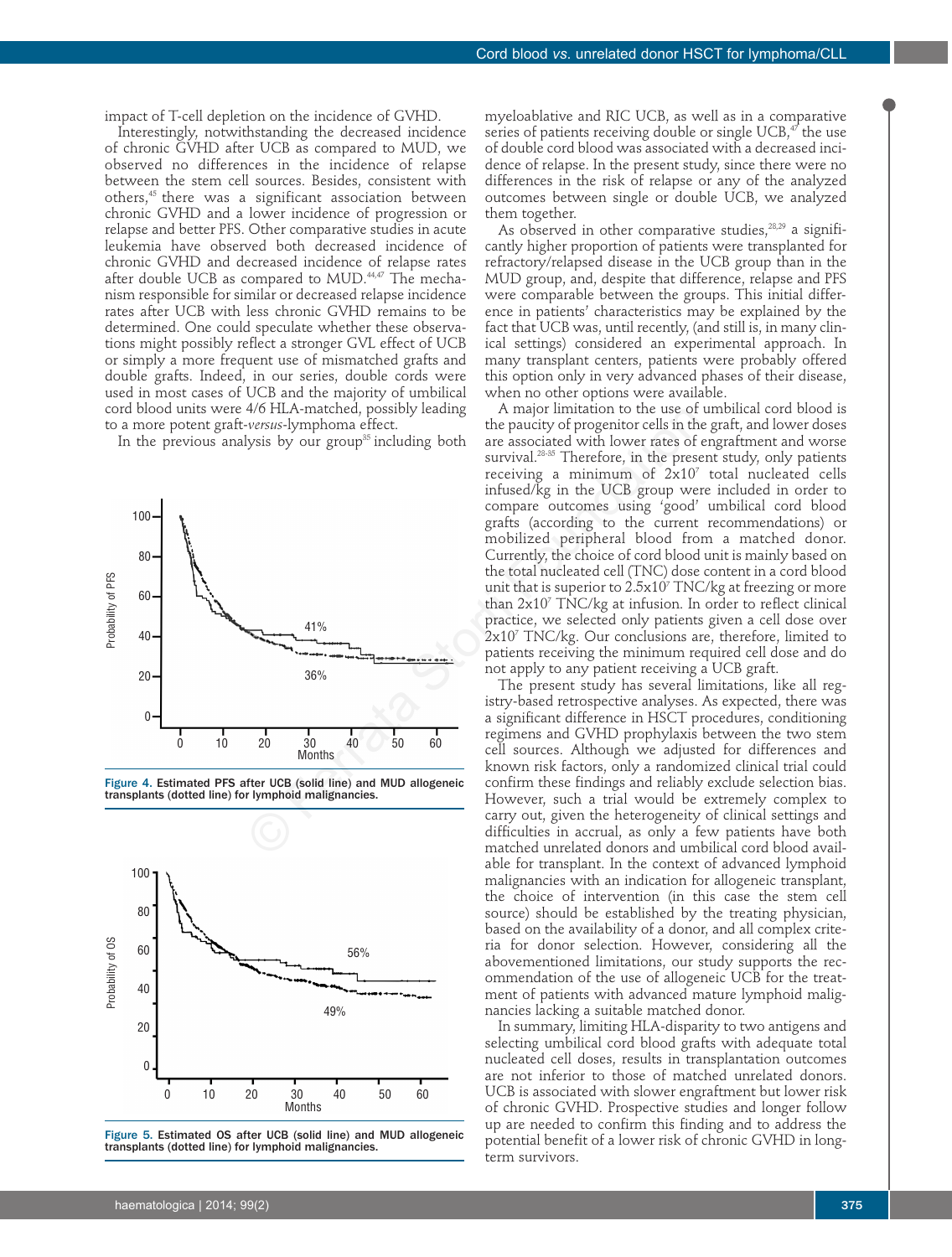impact of T-cell depletion on the incidence of GVHD.

Interestingly, notwithstanding the decreased incidence of chronic GVHD after UCB as compared to MUD, we observed no differences in the incidence of relapse between the stem cell sources. Besides, consistent with others,[45] there was a significant association between chronic GVHD and a lower incidence of progression or relapse and better PFS. Other comparative studies in acute leukemia have observed both decreased incidence of chronic GVHD and decreased incidence of relapse rates after double UCB as compared to MUD.[44,47] The mechanism responsible for similar or decreased relapse incidence rates after UCB with less chronic GVHD remains to be determined. One could speculate whether these observations might possibly reflect a stronger GVL effect of UCB or simply a more frequent use of mismatched grafts and double grafts. Indeed, in our series, double cords were used in most cases of UCB and the majority of umbilical cord blood units were 4/6 HLA-matched, possibly leading to a more potent graft-*versus*-lymphoma effect.

In the previous analysis by our group[35] including both myeloablative and RIC UCB, as well as in a comparative series of patients receiving double or single UCB,[47] the use of double cord blood was associated with a decreased incidence of relapse. In the present study, since there were no differences in the risk of relapse or any of the analyzed outcomes between single or double UCB, we analyzed them together.

As observed in other comparative studies,[28,29] a significantly higher proportion of patients were transplanted for refractory/relapsed disease in the UCB group than in the MUD group, and, despite that difference, relapse and PFS were comparable between the groups. This initial difference in patients' characteristics may be explained by the fact that UCB was, until recently, (and still is, in many clinical settings) considered an experimental approach. In many transplant centers, patients were probably offered this option only in very advanced phases of their disease, when no other options were available.

A major limitation to the use of umbilical cord blood is the paucity of progenitor cells in the graft, and lower doses are associated with lower rates of engraftment and worse survival.[28-35] Therefore, in the present study, only patients receiving a minimum of $2x10^7$ total nucleated cells infused/kg in the UCB group were included in order to compare outcomes using 'good' umbilical cord blood grafts (according to the current recommendations) or mobilized peripheral blood from a matched donor. Currently, the choice of cord blood unit is mainly based on the total nucleated cell (TNC) dose content in a cord blood unit that is superior to $2.5x10^7$ TNC/kg at freezing or more than $2x10^7$ TNC/kg at infusion. In order to reflect clinical practice, we selected only patients given a cell dose over $2x10^7$ TNC/kg. Our conclusions are, therefore, limited to patients receiving the minimum required cell dose and do not apply to any patient receiving a UCB graft.

The present study has several limitations, like all registry-based retrospective analyses. As expected, there was a significant difference in HSCT procedures, conditioning regimens and GVHD prophylaxis between the two stem cell sources. Although we adjusted for differences and known risk factors, only a randomized clinical trial could confirm these findings and reliably exclude selection bias. However, such a trial would be extremely complex to carry out, given the heterogeneity of clinical settings and difficulties in accrual, as only a few patients have both matched unrelated donors and umbilical cord blood available for transplant. In the context of advanced lymphoid malignancies with an indication for allogeneic transplant, the choice of intervention (in this case the stem cell source) should be established by the treating physician, based on the availability of a donor, and all complex criteria for donor selection. However, considering all the abovementioned limitations, our study supports the recommendation of the use of allogeneic UCB for the treatment of patients with advanced mature lymphoid malignancies lacking a suitable matched donor.

In summary, limiting HLA-disparity to two antigens and selecting umbilical cord blood grafts with adequate total nucleated cell doses, results in transplantation outcomes are not inferior to those of matched unrelated donors. UCB is associated with slower engraftment but lower risk of chronic GVHD. Prospective studies and longer follow up are needed to confirm this finding and to address the potential benefit of a lower risk of chronic GVHD in long-term survivors.

**Figure 4.** Estimated PFS after UCB (solid line) and MUD allogeneic transplants (dotted line) for lymphoid malignancies.

**Figure 5.** Estimated OS after UCB (solid line) and MUD allogeneic transplants (dotted line) for lymphoid malignancies.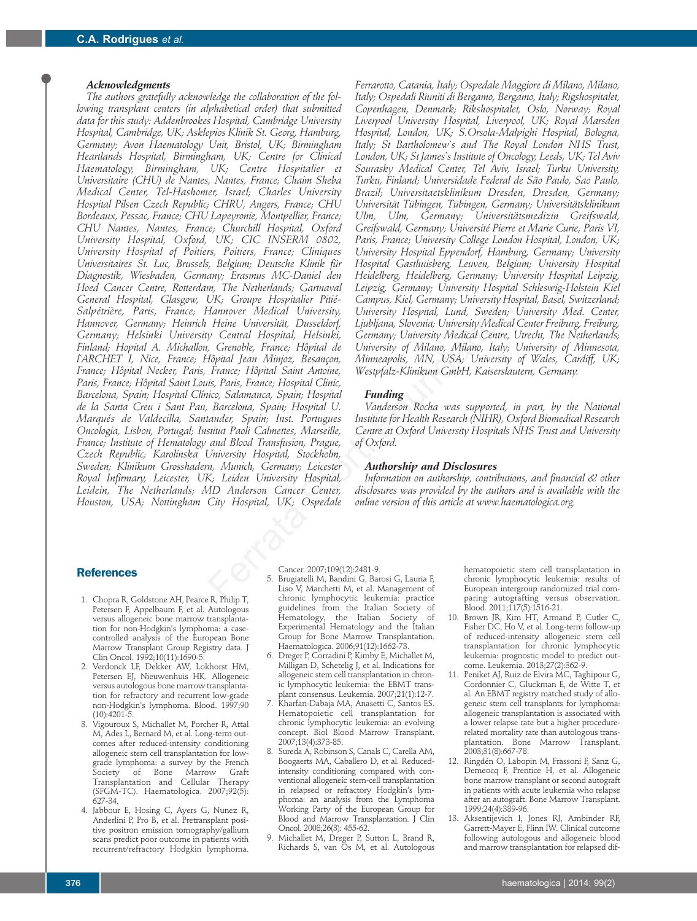### Acknowledgments

*The authors gratefully acknowledge the collaboration of the following transplant centers (in alphabetical order) that submitted data for this study: Addenbrookes Hospital, Cambridge University Hospital, Cambridge, UK; Asklepios Klinik St. Georg, Hamburg, Germany; Avon Haematology Unit, Bristol, UK; Birmingham Heartlands Hospital, Birmingham, UK; Centre for Clinical Haematology, Birmingham, UK; Centre Hospitalier et Universitaire (CHU) de Nantes, Nantes, France; Chaim Sheba Medical Center, Tel-Hashomer, Israel; Charles University Hospital Pilsen Czech Republic; CHRU, Angers, France; CHU Bordeaux, Pessac, France; CHU Lapeyronie, Montpellier, France; CHU Nantes, Nantes, France; Churchill Hospital, Oxford University Hospital, Oxford, UK; CIC INSERM 0802, University Hospital of Poitiers, Poitiers, France; Cliniques Universitaires St. Luc, Brussels, Belgium; Deutsche Klinik für Diagnostik, Wiesbaden, Germany; Erasmus MC-Daniel den Hoed Cancer Centre, Rotterdam, The Netherlands; Gartnaval General Hospital, Glasgow, UK; Groupe Hospitalier Pitié-Salpétrière, Paris, France; Hannover Medical University, Hannover, Germany; Heinrich Heine Universität, Dusseldorf, Germany; Helsinki University Central Hospital, Helsinki, Finland; Hopital A. Michallon, Grenoble, France; Hôpital de l'ARCHET I, Nice, France; Hôpital Jean Minjoz, Besançon, France; Hôpital Necker, Paris, France; Hôpital Saint Antoine, Paris, France; Hôpital Saint Louis, Paris, France; Hospital Clinic, Barcelona, Spain; Hospital Clínico, Salamanca, Spain; Hospital de la Santa Creu i Sant Pau, Barcelona, Spain; Hospital U. Marqués de Valdecilla, Santander, Spain; Inst. Portugues Oncologia, Lisbon, Portugal; Institut Paoli Calmettes, Marseille, France; Institute of Hematology and Blood Transfusion, Prague, Czech Republic; Karolinska University Hospital, Stockholm, Sweden; Klinikum Grosshadern, Munich, Germany; Leicester Royal Infirmary, Leicester, UK; Leiden University Hospital, Leidein, The Netherlands; MD Anderson Cancer Center, Houston, USA; Nottingham City Hospital, UK; Ospedale Ferrarotto, Catania, Italy; Ospedale Maggiore di Milano, Milano, Italy; Ospedali Riuniti di Bergamo, Bergamo, Italy; Rigshospitalet, Copenhagen, Denmark; Rikshospitalet, Oslo, Norway; Royal Liverpool University Hospital, Liverpool, UK; Royal Marsden Hospital, London, UK; S.Orsola-Malpighi Hospital, Bologna, Italy; St Bartholomew`s and The Royal London NHS Trust, London, UK; St James`s Institute of Oncology, Leeds, UK; Tel Aviv Sourasky Medical Center, Tel Aviv, Israel; Turku University, Turku, Finland; Universidade Federal de São Paulo, Sao Paulo, Brazil; Universitaetsklinikum Dresden, Dresden, Germany; Universität Tübingen, Tübingen, Germany; Universitätsklinikum Ulm, Ulm, Germany; Universitätsmedizin Greifswald, Greifswald, Germany; Université Pierre et Marie Curie, Paris VI, Paris, France; University College London Hospital, London, UK; University Hospital Eppendorf, Hamburg, Germany; University Hospital Gasthuisberg, Leuven, Belgium; University Hospital Heidelberg, Heidelberg, Germany; University Hospital Leipzig, Leipzig, Germany; University Hospital Schleswig-Holstein Kiel Campus, Kiel, Germany; University Hospital, Basel, Switzerland; University Hospital, Lund, Sweden; University Med. Center, Ljubljana, Slovenia; University Medical Center Freiburg, Freiburg, Germany; University Medical Centre, Utrecht, The Netherlands; University of Milano, Milano, Italy; University of Minnesota, Minneapolis, MN, USA; University of Wales, Cardiff, UK; Westpfalz-Klinikum GmbH, Kaiserslautern, Germany.*

### Funding

*Vanderson Rocha was supported, in part, by the National Institute for Health Research (NIHR), Oxford Biomedical Research Centre at Oxford University Hospitals NHS Trust and University of Oxford.*

### Authorship and Disclosures

*Information on authorship, contributions, and financial & other disclosures was provided by the authors and is available with the online version of this article at www.haematologica.org.*

## References

1. Chopra R, Goldstone AH, Pearce R, Philip T, Petersen F, Appelbaum F, et al. Autologous versus allogeneic bone marrow transplantation for non-Hodgkin's lymphoma: a case-controlled analysis of the European Bone Marrow Transplant Group Registry data. J Clin Oncol. 1992;10(11):1690-5.
2. Verdonck LF, Dekker AW, Lokhorst HM, Petersen EJ, Nieuwenhuis HK. Allogeneic versus autologous bone marrow transplantation for refractory and recurrent low-grade non-Hodgkin's lymphoma. Blood. 1997;90(10):4201-5.
3. Vigouroux S, Michallet M, Porcher R, Attal M, Ades L, Bernard M, et al. Long-term outcomes after reduced-intensity conditioning allogeneic stem cell transplantation for low-grade lymphoma: a survey by the French Society of Bone Marrow Graft Transplantation and Cellular Therapy (SFGM-TC). Haematologica. 2007;92(5):627-34.
4. Jabbour E, Hosing C, Ayers G, Nunez R, Anderlini P, Pro B, et al. Pretransplant positive positron emission tomography/gallium scans predict poor outcome in patients with recurrent/refractory Hodgkin lymphoma. Cancer. 2007;109(12):2481-9.
5. Brugiatelli M, Bandini G, Barosi G, Lauria F, Liso V, Marchetti M, et al. Management of chronic lymphocytic leukemia: practice guidelines from the Italian Society of Hematology, the Italian Society of Experimental Hematology and the Italian Group for Bone Marrow Transplantation. Haematologica. 2006;91(12):1662-73.
6. Dreger P, Corradini P, Kimby E, Michallet M, Milligan D, Schetelig J, et al. Indications for allogeneic stem cell transplantation in chronic lymphocytic leukemia: the EBMT transplant consensus. Leukemia. 2007;21(1):12-7.
7. Kharfan-Dabaja MA, Anasetti C, Santos ES. Hematopoietic cell transplantation for chronic lymphocytic leukemia: an evolving concept. Biol Blood Marrow Transplant. 2007;13(4):373-85.
8. Sureda A, Robinson S, Canals C, Carella AM, Boogaerts MA, Caballero D, et al. Reduced-intensity conditioning compared with conventional allogeneic stem-cell transplantation in relapsed or refractory Hodgkin's lymphoma: an analysis from the Lymphoma Working Party of the European Group for Blood and Marrow Transplantation. J Clin Oncol. 2008;26(3): 455-62.
9. Michallet M, Dreger P, Sutton L, Brand R, Richards S, van Os M, et al. Autologous hematopoietic stem cell transplantation in chronic lymphocytic leukemia: results of European intergroup randomized trial comparing autografting versus observation. Blood. 2011;117(5):1516-21.
10. Brown JR, Kim HT, Armand P, Cutler C, Fisher DC, Ho V, et al. Long-term follow-up of reduced-intensity allogeneic stem cell transplantation for chronic lymphocytic leukemia: prognostic model to predict outcome. Leukemia. 2013;27(2):362-9.
11. Peniket AJ, Ruiz de Elvira MC, Taghipour G, Cordonnier C, Gluckman E, de Witte T, et al. An EBMT registry matched study of allogeneic stem cell transplants for lymphoma: allogeneic transplantation is associated with a lower relapse rate but a higher procedure-related mortality rate than autologous transplantation. Bone Marrow Transplant. 2003;31(8):667-78.
12. Ringdén O, Labopin M, Frassoni F, Sanz G, Demeocq F, Prentice H, et al. Allogeneic bone marrow transplant or second autograft in patients with acute leukemia who relapse after an autograft. Bone Marrow Transplant. 1999;24(4):389-96.
13. Aksentijevich I, Jones RJ, Ambinder RF, Garrett-Mayer E, Flinn IW. Clinical outcome following autologous and allogeneic blood and marrow transplantation for relapsed dif-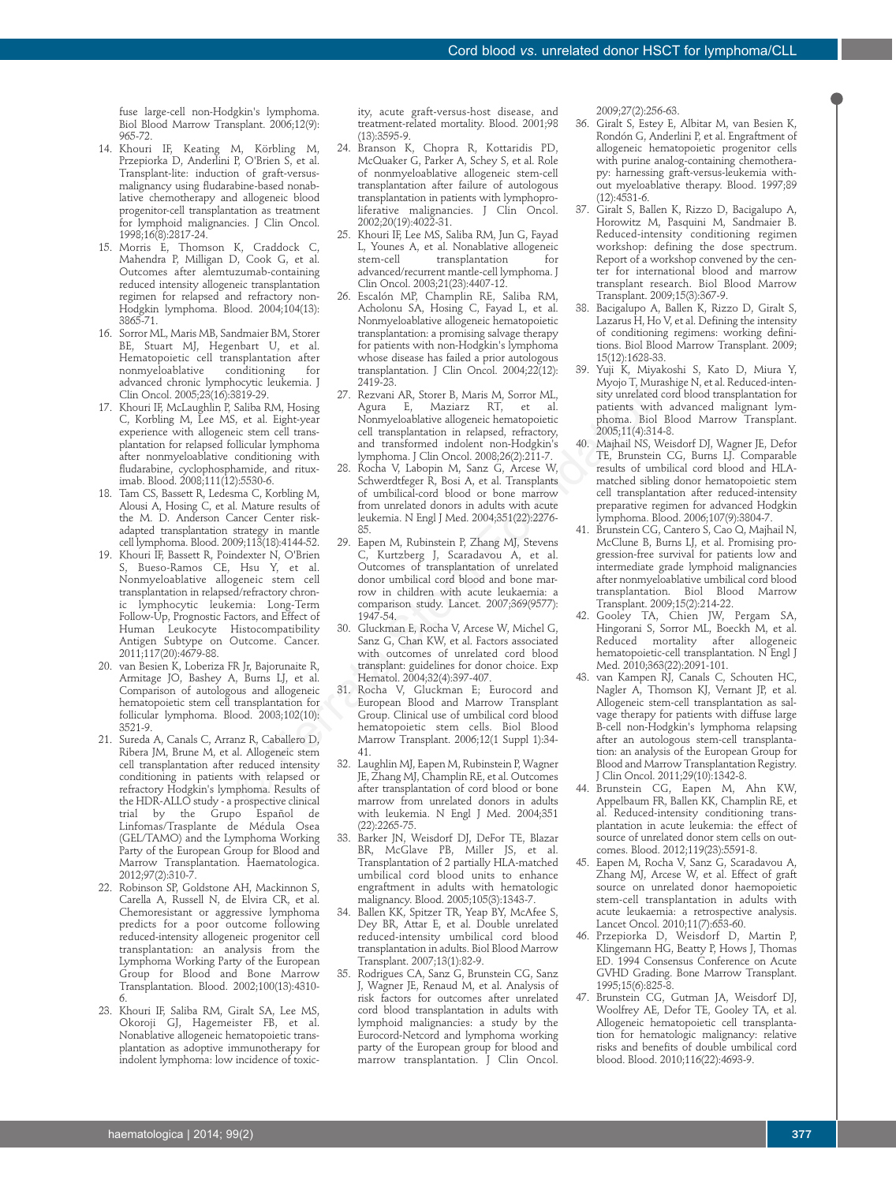fuse large-cell non-Hodgkin's lymphoma. Biol Blood Marrow Transplant. 2006;12(9):965-72.

14. Khouri IF, Keating M, Körbling M, Przepiorka D, Anderlini P, O'Brien S, et al. Transplant-lite: induction of graft-versus-malignancy using fludarabine-based nonablative chemotherapy and allogeneic blood progenitor-cell transplantation as treatment for lymphoid malignancies. J Clin Oncol. 1998;16(8):2817-24.
15. Morris E, Thomson K, Craddock C, Mahendra P, Milligan D, Cook G, et al. Outcomes after alemtuzumab-containing reduced intensity allogeneic transplantation regimen for relapsed and refractory non-Hodgkin lymphoma. Blood. 2004;104(13):3865-71.
16. Sorror ML, Maris MB, Sandmaier BM, Storer BE, Stuart MJ, Hegenbart U, et al. Hematopoietic cell transplantation after nonmyeloablative conditioning for advanced chronic lymphocytic leukemia. J Clin Oncol. 2005;23(16):3819-29.
17. Khouri IF, McLaughlin P, Saliba RM, Hosing C, Korbling M, Lee MS, et al. Eight-year experience with allogeneic stem cell transplantation for relapsed follicular lymphoma after nonmyeloablative conditioning with fludarabine, cyclophosphamide, and rituximab. Blood. 2008;111(12):5530-6.
18. Tam CS, Bassett R, Ledesma C, Korbling M, Alousi A, Hosing C, et al. Mature results of the M. D. Anderson Cancer Center risk-adapted transplantation strategy in mantle cell lymphoma. Blood. 2009;113(18):4144-52.
19. Khouri IF, Bassett R, Poindexter N, O'Brien S, Bueso-Ramos CE, Hsu Y, et al. Nonmyeloablative allogeneic stem cell transplantation in relapsed/refractory chronic lymphocytic leukemia: Long-Term Follow-Up, Prognostic Factors, and Effect of Human Leukocyte Histocompatibility Antigen Subtype on Outcome. Cancer. 2011;117(20):4679-88.
20. van Besien K, Loberiza FR Jr, Bajorunaite R, Armitage JO, Bashey A, Burns LJ, et al. Comparison of autologous and allogeneic hematopoietic stem cell transplantation for follicular lymphoma. Blood. 2003;102(10):3521-9.
21. Sureda A, Canals C, Arranz R, Caballero D, Ribera JM, Brune M, et al. Allogeneic stem cell transplantation after reduced intensity conditioning in patients with relapsed or refractory Hodgkin's lymphoma. Results of the HDR-ALLO study - a prospective clinical trial by the Grupo Español de Linfomas/Trasplante de Médula Osea (GEL/TAMO) and the Lymphoma Working Party of the European Group for Blood and Marrow Transplantation. Haematologica. 2012;97(2):310-7.
22. Robinson SP, Goldstone AH, Mackinnon S, Carella A, Russell N, de Elvira CR, et al. Chemoresistant or aggressive lymphoma predicts for a poor outcome following reduced-intensity allogeneic progenitor cell transplantation: an analysis from the Lymphoma Working Party of the European Group for Blood and Bone Marrow Transplantation. Blood. 2002;100(13):4310-6.
23. Khouri IF, Saliba RM, Giralt SA, Lee MS, Okoroji GJ, Hagemeister FB, et al. Nonablative allogeneic hematopoietic transplantation as adoptive immunotherapy for indolent lymphoma: low incidence of toxicity, acute graft-versus-host disease, and treatment-related mortality. Blood. 2001;98(13):3595-9.
24. Branson K, Chopra R, Kottaridis PD, McQuaker G, Parker A, Schey S, et al. Role of nonmyeloablative allogeneic stem-cell transplantation after failure of autologous transplantation in patients with lymphoproliferative malignancies. J Clin Oncol. 2002;20(19):4022-31.
25. Khouri IF, Lee MS, Saliba RM, Jun G, Fayad L, Younes A, et al. Nonablative allogeneic stem-cell transplantation for advanced/recurrent mantle-cell lymphoma. J Clin Oncol. 2003;21(23):4407-12.
26. Escalón MP, Champlin RE, Saliba RM, Acholonu SA, Hosing C, Fayad L, et al. Nonmyeloablative allogeneic hematopoietic transplantation: a promising salvage therapy for patients with non-Hodgkin's lymphoma whose disease has failed a prior autologous transplantation. J Clin Oncol. 2004;22(12):2419-23.
27. Rezvani AR, Storer B, Maris M, Sorror ML, Agura E, Maziarz RT, et al. Nonmyeloablative allogeneic hematopoietic cell transplantation in relapsed, refractory, and transformed indolent non-Hodgkin's lymphoma. J Clin Oncol. 2008;26(2):211-7.
28. Rocha V, Labopin M, Sanz G, Arcese W, Schwerdtfeger R, Bosi A, et al. Transplants of umbilical-cord blood or bone marrow from unrelated donors in adults with acute leukemia. N Engl J Med. 2004;351(22):2276-85.
29. Eapen M, Rubinstein P, Zhang MJ, Stevens C, Kurtzberg J, Scaradavou A, et al. Outcomes of transplantation of unrelated donor umbilical cord blood and bone marrow in children with acute leukaemia: a comparison study. Lancet. 2007;369(9577):1947-54.
30. Gluckman E, Rocha V, Arcese W, Michel G, Sanz G, Chan KW, et al. Factors associated with outcomes of unrelated cord blood transplant: guidelines for donor choice. Exp Hematol. 2004;32(4):397-407.
31. Rocha V, Gluckman E; Eurocord and European Blood and Marrow Transplant Group. Clinical use of umbilical cord blood hematopoietic stem cells. Biol Blood Marrow Transplant. 2006;12(1 Suppl 1):34-41.
32. Laughlin MJ, Eapen M, Rubinstein P, Wagner JE, Zhang MJ, Champlin RE, et al. Outcomes after transplantation of cord blood or bone marrow from unrelated donors in adults with leukemia. N Engl J Med. 2004;351(22):2265-75.
33. Barker JN, Weisdorf DJ, DeFor TE, Blazar BR, McGlave PB, Miller JS, et al. Transplantation of 2 partially HLA-matched umbilical cord blood units to enhance engraftment in adults with hematologic malignancy. Blood. 2005;105(3):1343-7.
34. Ballen KK, Spitzer TR, Yeap BY, McAfee S, Dey BR, Attar E, et al. Double unrelated reduced-intensity umbilical cord blood transplantation in adults. Biol Blood Marrow Transplant. 2007;13(1):82-9.
35. Rodrigues CA, Sanz G, Brunstein CG, Sanz J, Wagner JE, Renaud M, et al. Analysis of risk factors for outcomes after unrelated cord blood transplantation in adults with lymphoid malignancies: a study by the Eurocord-Netcord and lymphoma working party of the European group for blood and marrow transplantation. J Clin Oncol. 2009;27(2):256-63.
36. Giralt S, Estey E, Albitar M, van Besien K, Rondón G, Anderlini P, et al. Engraftment of allogeneic hematopoietic progenitor cells with purine analog-containing chemotherapy: harnessing graft-versus-leukemia without myeloablative therapy. Blood. 1997;89(12):4531-6.
37. Giralt S, Ballen K, Rizzo D, Bacigalupo A, Horowitz M, Pasquini M, Sandmaier B. Reduced-intensity conditioning regimen workshop: defining the dose spectrum. Report of a workshop convened by the center for international blood and marrow transplant research. Biol Blood Marrow Transplant. 2009;15(3):367-9.
38. Bacigalupo A, Ballen K, Rizzo D, Giralt S, Lazarus H, Ho V, et al. Defining the intensity of conditioning regimens: working definitions. Biol Blood Marrow Transplant. 2009;15(12):1628-33.
39. Yuji K, Miyakoshi S, Kato D, Miura Y, Myojo T, Murashige N, et al. Reduced-intensity unrelated cord blood transplantation for patients with advanced malignant lymphoma. Biol Blood Marrow Transplant. 2005;11(4):314-8.
40. Majhail NS, Weisdorf DJ, Wagner JE, Defor TE, Brunstein CG, Burns LJ. Comparable results of umbilical cord blood and HLA-matched sibling donor hematopoietic stem cell transplantation after reduced-intensity preparative regimen for advanced Hodgkin lymphoma. Blood. 2006;107(9):3804-7.
41. Brunstein CG, Cantero S, Cao Q, Majhail N, McClune B, Burns LJ, et al. Promising progression-free survival for patients low and intermediate grade lymphoid malignancies after nonmyeloablative umbilical cord blood transplantation. Biol Blood Marrow Transplant. 2009;15(2):214-22.
42. Gooley TA, Chien JW, Pergam SA, Hingorani S, Sorror ML, Boeckh M, et al. Reduced mortality after allogeneic hematopoietic-cell transplantation. N Engl J Med. 2010;363(22):2091-101.
43. van Kampen RJ, Canals C, Schouten HC, Nagler A, Thomson KJ, Vernant JP, et al. Allogeneic stem-cell transplantation as salvage therapy for patients with diffuse large B-cell non-Hodgkin's lymphoma relapsing after an autologous stem-cell transplantation: an analysis of the European Group for Blood and Marrow Transplantation Registry. J Clin Oncol. 2011;29(10):1342-8.
44. Brunstein CG, Eapen M, Ahn KW, Appelbaum FR, Ballen KK, Champlin RE, et al. Reduced-intensity conditioning transplantation in acute leukemia: the effect of source of unrelated donor stem cells on outcomes. Blood. 2012;119(23):5591-8.
45. Eapen M, Rocha V, Sanz G, Scaradavou A, Zhang MJ, Arcese W, et al. Effect of graft source on unrelated donor haemopoietic stem-cell transplantation in adults with acute leukaemia: a retrospective analysis. Lancet Oncol. 2010;11(7):653-60.
46. Przepiorka D, Weisdorf D, Martin P, Klingemann HG, Beatty P, Hows J, Thomas ED. 1994 Consensus Conference on Acute GVHD Grading. Bone Marrow Transplant. 1995;15(6):825-8.
47. Brunstein CG, Gutman JA, Weisdorf DJ, Woolfrey AE, Defor TE, Gooley TA, et al. Allogeneic hematopoietic cell transplantation for hematologic malignancy: relative risks and benefits of double umbilical cord blood. Blood. 2010;116(22):4693-9.